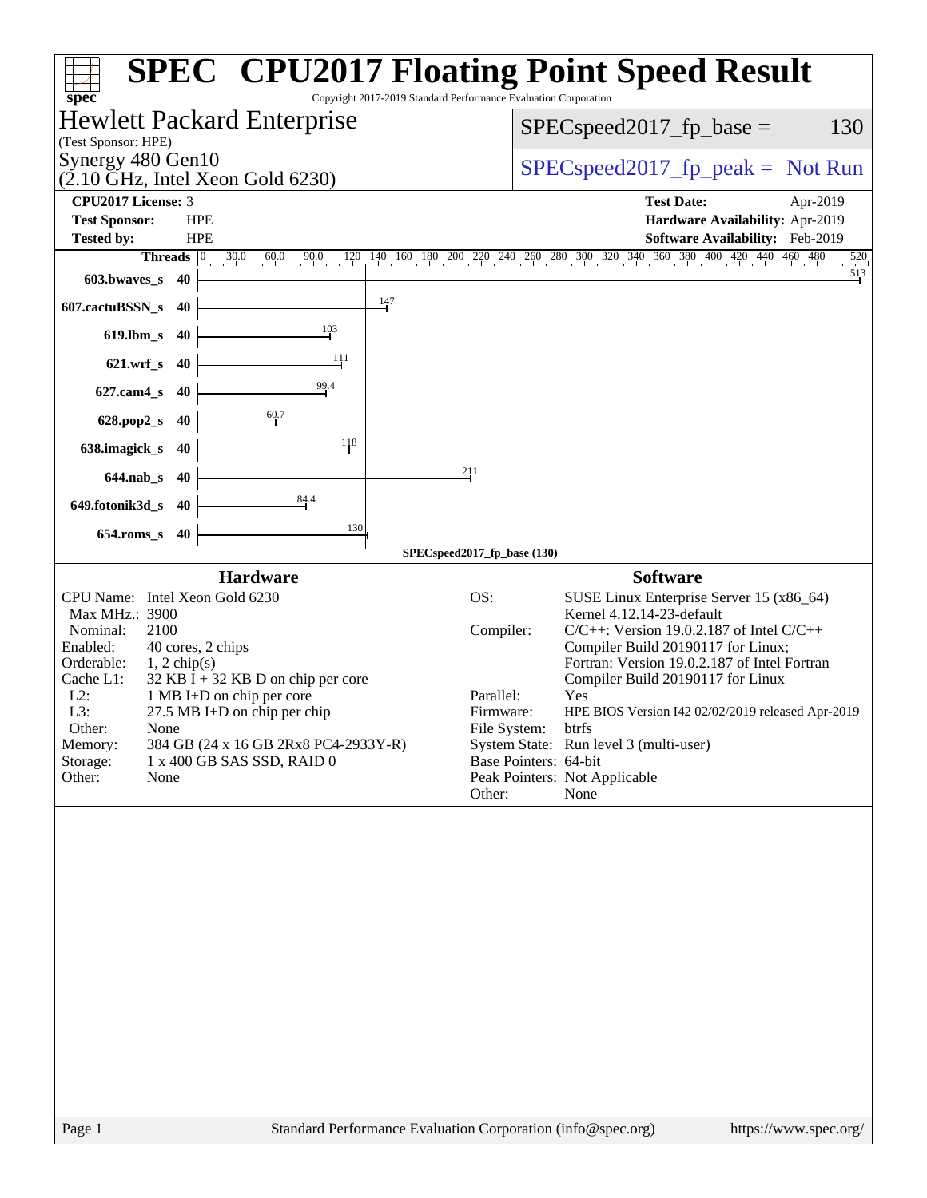# SPEC CPU2017 Floating Point Speed Result

Copyright 2017-2019 Standard Performance Evaluation Corporation

**Hewlett Packard Enterprise**
(Test Sponsor: HPE)
Synergy 480 Gen10
(2.10 GHz, Intel Xeon Gold 6230)

SPECspeed2017_fp_base = 130

SPECspeed2017_fp_peak = Not Run

| | | | |
|---|---|---|---|
| **CPU2017 License:** | 3 | **Test Date:** | Apr-2019 |
| **Test Sponsor:** | HPE | **Hardware Availability:** | Apr-2019 |
| **Tested by:** | HPE | **Software Availability:** | Feb-2019 |

| Benchmark | Threads | Base Ratio |
|---|---|---|
| 603.bwaves_s | 40 | 513 |
| 607.cactuBSSN_s | 40 | 147 |
| 619.lbm_s | 40 | 103 |
| 621.wrf_s | 40 | 111 |
| 627.cam4_s | 40 | 99.4 |
| 628.pop2_s | 40 | 60.7 |
| 638.imagick_s | 40 | 118 |
| 644.nab_s | 40 | 211 |
| 649.fotonik3d_s | 40 | 84.4 |
| 654.roms_s | 40 | 130 |

SPECspeed2017_fp_base (130)

## Hardware

| | |
|---|---|
| CPU Name: | Intel Xeon Gold 6230 |
| Max MHz.: | 3900 |
| Nominal: | 2100 |
| Enabled: | 40 cores, 2 chips |
| Orderable: | 1, 2 chip(s) |
| Cache L1: | 32 KB I + 32 KB D on chip per core |
| L2: | 1 MB I+D on chip per core |
| L3: | 27.5 MB I+D on chip per chip |
| Other: | None |
| Memory: | 384 GB (24 x 16 GB 2Rx8 PC4-2933Y-R) |
| Storage: | 1 x 400 GB SAS SSD, RAID 0 |
| Other: | None |

## Software

| | |
|---|---|
| OS: | SUSE Linux Enterprise Server 15 (x86_64) Kernel 4.12.14-23-default |
| Compiler: | C/C++: Version 19.0.2.187 of Intel C/C++ Compiler Build 20190117 for Linux; Fortran: Version 19.0.2.187 of Intel Fortran Compiler Build 20190117 for Linux |
| Parallel: | Yes |
| Firmware: | HPE BIOS Version I42 02/02/2019 released Apr-2019 |
| File System: | btrfs |
| System State: | Run level 3 (multi-user) |
| Base Pointers: | 64-bit |
| Peak Pointers: | Not Applicable |
| Other: | None |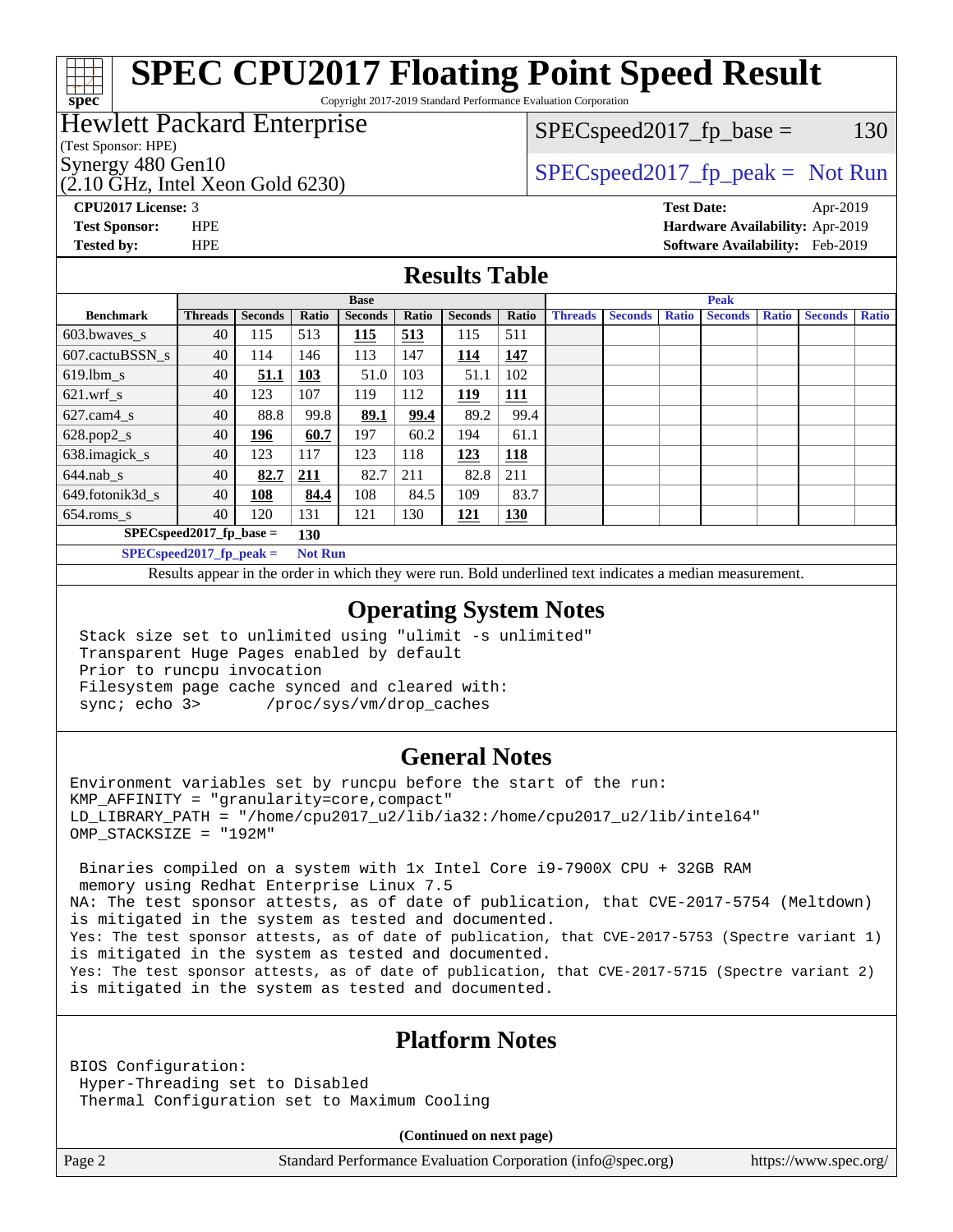# SPEC CPU2017 Floating Point Speed Result

Copyright 2017-2019 Standard Performance Evaluation Corporation

## Hewlett Packard Enterprise

(Test Sponsor: HPE)

Synergy 480 Gen10

(2.10 GHz, Intel Xeon Gold 6230)

SPECspeed2017_fp_base = 130

SPECspeed2017_fp_peak = Not Run

**CPU2017 License:** 3
**Test Sponsor:** HPE
**Tested by:** HPE

**Test Date:** Apr-2019
**Hardware Availability:** Apr-2019
**Software Availability:** Feb-2019

## Results Table

| Benchmark | Base | | | | | | | Peak | | | | | | |
|---|---|---|---|---|---|---|---|---|---|---|---|---|---|---|
| | Threads | Seconds | Ratio | Seconds | Ratio | Seconds | Ratio | Threads | Seconds | Ratio | Seconds | Ratio | Seconds | Ratio |
| 603.bwaves_s | 40 | 115 | 513 | **115** | **513** | 115 | 511 | | | | | | | |
| 607.cactuBSSN_s | 40 | 114 | 146 | 113 | 147 | **114** | **147** | | | | | | | |
| 619.lbm_s | 40 | **51.1** | **103** | 51.0 | 103 | 51.1 | 102 | | | | | | | |
| 621.wrf_s | 40 | 123 | 107 | 119 | 112 | **119** | **111** | | | | | | | |
| 627.cam4_s | 40 | 88.8 | 99.8 | **89.1** | **99.4** | 89.2 | 99.4 | | | | | | | |
| 628.pop2_s | 40 | **196** | **60.7** | 197 | 60.2 | 194 | 61.1 | | | | | | | |
| 638.imagick_s | 40 | 123 | 117 | 123 | 118 | **123** | **118** | | | | | | | |
| 644.nab_s | 40 | **82.7** | **211** | 82.7 | 211 | 82.8 | 211 | | | | | | | |
| 649.fotonik3d_s | 40 | **108** | **84.4** | 108 | 84.5 | 109 | 83.7 | | | | | | | |
| 654.roms_s | 40 | 120 | 131 | 121 | 130 | **121** | **130** | | | | | | | |

**SPECspeed2017_fp_base = 130**

**SPECspeed2017_fp_peak = Not Run**

Results appear in the order in which they were run. Bold underlined text indicates a median measurement.

## Operating System Notes

```
Stack size set to unlimited using "ulimit -s unlimited"
Transparent Huge Pages enabled by default
Prior to runcpu invocation
Filesystem page cache synced and cleared with:
sync; echo 3>       /proc/sys/vm/drop_caches
```

## General Notes

```
Environment variables set by runcpu before the start of the run:
KMP_AFFINITY = "granularity=core,compact"
LD_LIBRARY_PATH = "/home/cpu2017_u2/lib/ia32:/home/cpu2017_u2/lib/intel64"
OMP_STACKSIZE = "192M"

 Binaries compiled on a system with 1x Intel Core i9-7900X CPU + 32GB RAM
 memory using Redhat Enterprise Linux 7.5
NA: The test sponsor attests, as of date of publication, that CVE-2017-5754 (Meltdown)
is mitigated in the system as tested and documented.
Yes: The test sponsor attests, as of date of publication, that CVE-2017-5753 (Spectre variant 1)
is mitigated in the system as tested and documented.
Yes: The test sponsor attests, as of date of publication, that CVE-2017-5715 (Spectre variant 2)
is mitigated in the system as tested and documented.
```

## Platform Notes

```
BIOS Configuration:
 Hyper-Threading set to Disabled
 Thermal Configuration set to Maximum Cooling
```

**(Continued on next page)**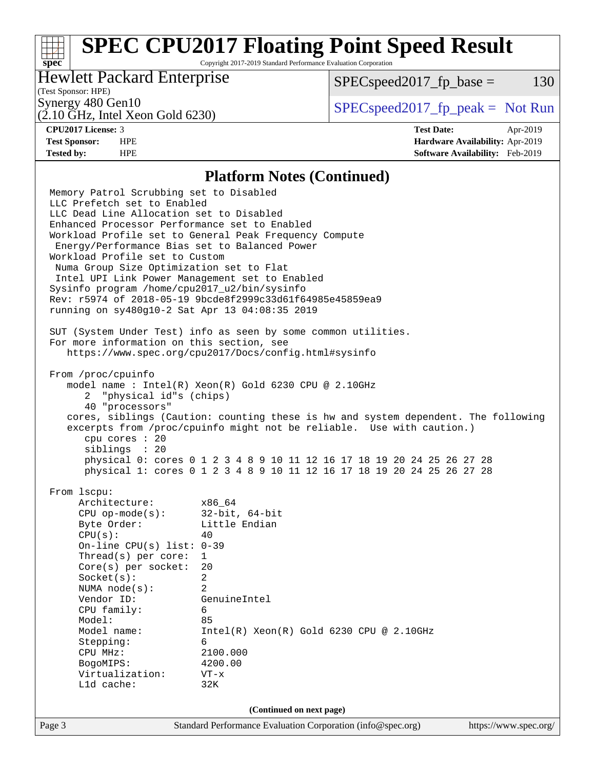## Platform Notes (Continued)

```
Memory Patrol Scrubbing set to Disabled
LLC Prefetch set to Enabled
LLC Dead Line Allocation set to Disabled
Enhanced Processor Performance set to Enabled
Workload Profile set to General Peak Frequency Compute
 Energy/Performance Bias set to Balanced Power
Workload Profile set to Custom
 Numa Group Size Optimization set to Flat
 Intel UPI Link Power Management set to Enabled
Sysinfo program /home/cpu2017_u2/bin/sysinfo
Rev: r5974 of 2018-05-19 9bcde8f2999c33d61f64985e45859ea9
running on sy480g10-2 Sat Apr 13 04:08:35 2019

SUT (System Under Test) info as seen by some common utilities.
For more information on this section, see
   https://www.spec.org/cpu2017/Docs/config.html#sysinfo

From /proc/cpuinfo
   model name : Intel(R) Xeon(R) Gold 6230 CPU @ 2.10GHz
      2  "physical id"s (chips)
      40 "processors"
   cores, siblings (Caution: counting these is hw and system dependent. The following
   excerpts from /proc/cpuinfo might not be reliable.  Use with caution.)
      cpu cores : 20
      siblings  : 20
      physical 0: cores 0 1 2 3 4 8 9 10 11 12 16 17 18 19 20 24 25 26 27 28
      physical 1: cores 0 1 2 3 4 8 9 10 11 12 16 17 18 19 20 24 25 26 27 28

From lscpu:
     Architecture:        x86_64
     CPU op-mode(s):      32-bit, 64-bit
     Byte Order:          Little Endian
     CPU(s):              40
     On-line CPU(s) list: 0-39
     Thread(s) per core:  1
     Core(s) per socket:  20
     Socket(s):           2
     NUMA node(s):        2
     Vendor ID:           GenuineIntel
     CPU family:          6
     Model:               85
     Model name:          Intel(R) Xeon(R) Gold 6230 CPU @ 2.10GHz
     Stepping:            6
     CPU MHz:             2100.000
     BogoMIPS:            4200.00
     Virtualization:      VT-x
     L1d cache:           32K
```

**(Continued on next page)**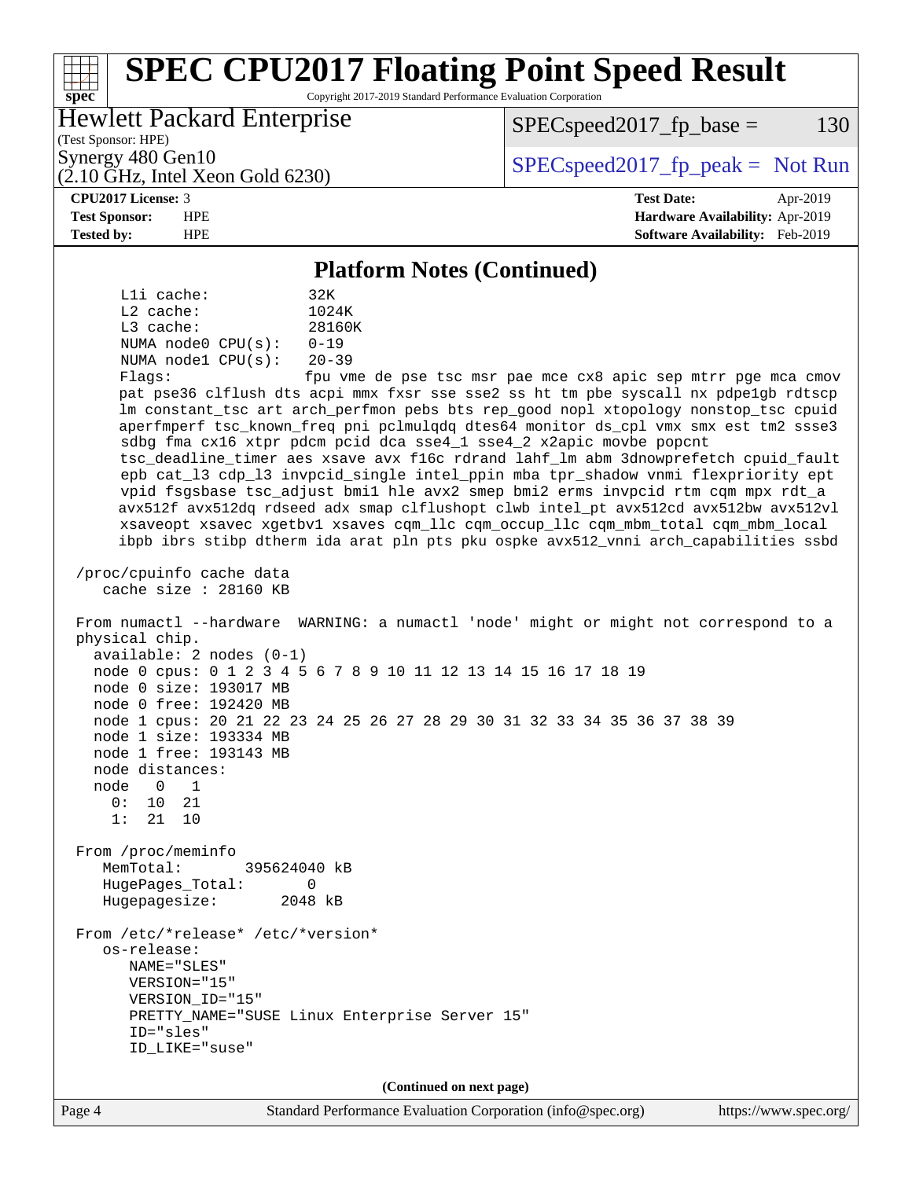## Platform Notes (Continued)

```
     L1i cache:          32K
     L2 cache:           1024K
     L3 cache:           28160K
     NUMA node0 CPU(s):  0-19
     NUMA node1 CPU(s):  20-39
     Flags:              fpu vme de pse tsc msr pae mce cx8 apic sep mtrr pge mca cmov
     pat pse36 clflush dts acpi mmx fxsr sse sse2 ss ht tm pbe syscall nx pdpe1gb rdtscp
     lm constant_tsc art arch_perfmon pebs bts rep_good nopl xtopology nonstop_tsc cpuid
     aperfmperf tsc_known_freq pni pclmulqdq dtes64 monitor ds_cpl vmx smx est tm2 ssse3
     sdbg fma cx16 xtpr pdcm pcid dca sse4_1 sse4_2 x2apic movbe popcnt
     tsc_deadline_timer aes xsave avx f16c rdrand lahf_lm abm 3dnowprefetch cpuid_fault
     epb cat_l3 cdp_l3 invpcid_single intel_ppin mba tpr_shadow vnmi flexpriority ept
     vpid fsgsbase tsc_adjust bmi1 hle avx2 smep bmi2 erms invpcid rtm cqm mpx rdt_a
     avx512f avx512dq rdseed adx smap clflushopt clwb intel_pt avx512cd avx512bw avx512vl
     xsaveopt xsavec xgetbv1 xsaves cqm_llc cqm_occup_llc cqm_mbm_total cqm_mbm_local
     ibpb ibrs stibp dtherm ida arat pln pts pku ospke avx512_vnni arch_capabilities ssbd

 /proc/cpuinfo cache data
    cache size : 28160 KB

 From numactl --hardware  WARNING: a numactl 'node' might or might not correspond to a
 physical chip.
   available: 2 nodes (0-1)
   node 0 cpus: 0 1 2 3 4 5 6 7 8 9 10 11 12 13 14 15 16 17 18 19
   node 0 size: 193017 MB
   node 0 free: 192420 MB
   node 1 cpus: 20 21 22 23 24 25 26 27 28 29 30 31 32 33 34 35 36 37 38 39
   node 1 size: 193334 MB
   node 1 free: 193143 MB
   node distances:
   node   0   1
     0:  10  21
     1:  21  10

 From /proc/meminfo
    MemTotal:       395624040 kB
    HugePages_Total:       0
    Hugepagesize:       2048 kB

 From /etc/*release* /etc/*version*
    os-release:
       NAME="SLES"
       VERSION="15"
       VERSION_ID="15"
       PRETTY_NAME="SUSE Linux Enterprise Server 15"
       ID="sles"
       ID_LIKE="suse"
```

(Continued on next page)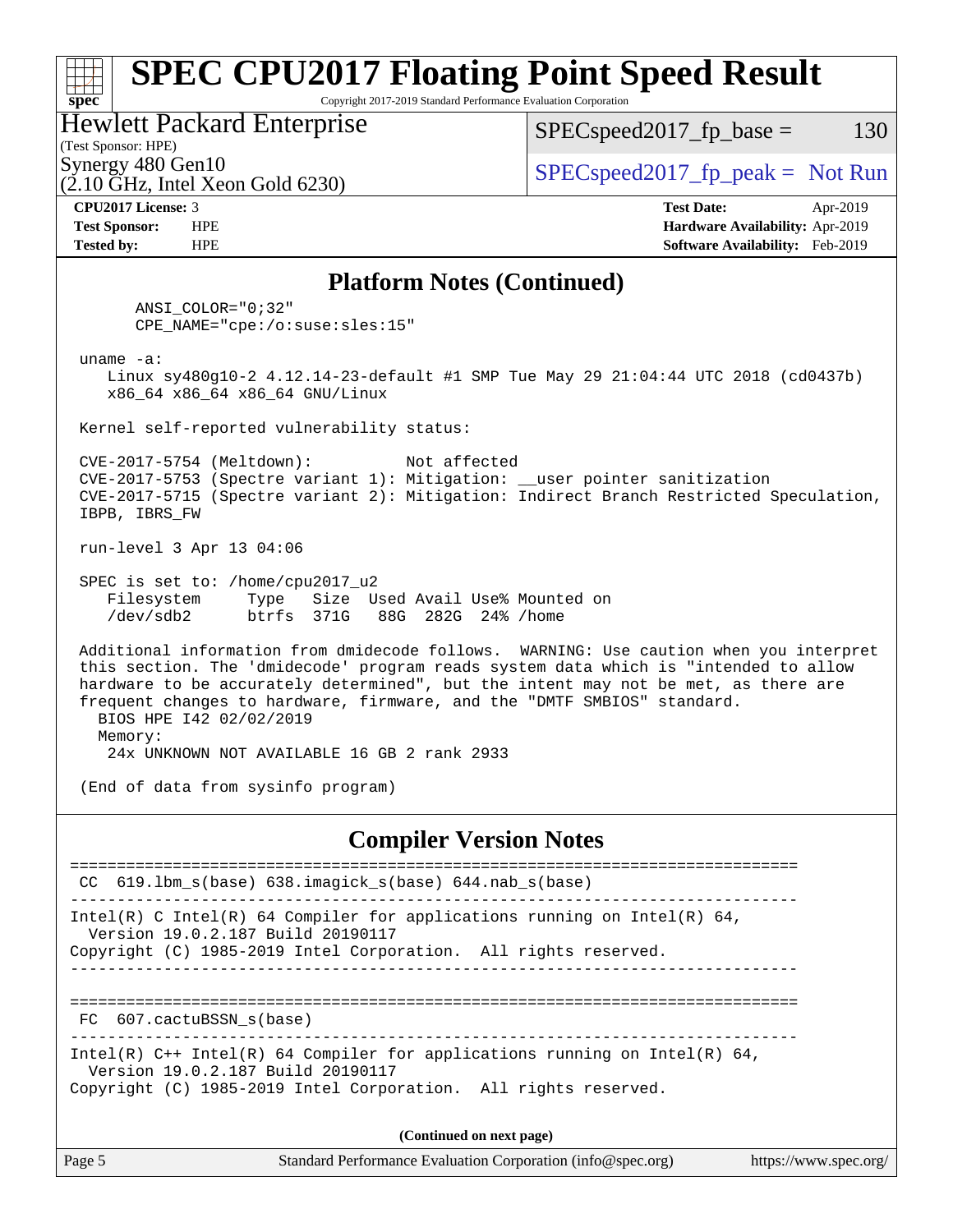## Platform Notes (Continued)

```
      ANSI_COLOR="0;32"
      CPE_NAME="cpe:/o:suse:sles:15"

 uname -a:
    Linux sy480g10-2 4.12.14-23-default #1 SMP Tue May 29 21:04:44 UTC 2018 (cd0437b)
    x86_64 x86_64 x86_64 GNU/Linux

 Kernel self-reported vulnerability status:

 CVE-2017-5754 (Meltdown):          Not affected
 CVE-2017-5753 (Spectre variant 1): Mitigation: __user pointer sanitization
 CVE-2017-5715 (Spectre variant 2): Mitigation: Indirect Branch Restricted Speculation,
 IBPB, IBRS_FW

 run-level 3 Apr 13 04:06

 SPEC is set to: /home/cpu2017_u2
    Filesystem     Type   Size  Used Avail Use% Mounted on
    /dev/sdb2      btrfs  371G   88G  282G  24% /home

 Additional information from dmidecode follows.  WARNING: Use caution when you interpret
 this section. The 'dmidecode' program reads system data which is "intended to allow
 hardware to be accurately determined", but the intent may not be met, as there are
 frequent changes to hardware, firmware, and the "DMTF SMBIOS" standard.
   BIOS HPE I42 02/02/2019
   Memory:
    24x UNKNOWN NOT AVAILABLE 16 GB 2 rank 2933

 (End of data from sysinfo program)
```

## Compiler Version Notes

```
==============================================================================
 CC  619.lbm_s(base) 638.imagick_s(base) 644.nab_s(base)
------------------------------------------------------------------------------
Intel(R) C Intel(R) 64 Compiler for applications running on Intel(R) 64,
  Version 19.0.2.187 Build 20190117
Copyright (C) 1985-2019 Intel Corporation.  All rights reserved.
------------------------------------------------------------------------------

==============================================================================
 FC  607.cactuBSSN_s(base)
------------------------------------------------------------------------------
Intel(R) C++ Intel(R) 64 Compiler for applications running on Intel(R) 64,
  Version 19.0.2.187 Build 20190117
Copyright (C) 1985-2019 Intel Corporation.  All rights reserved.
```

(Continued on next page)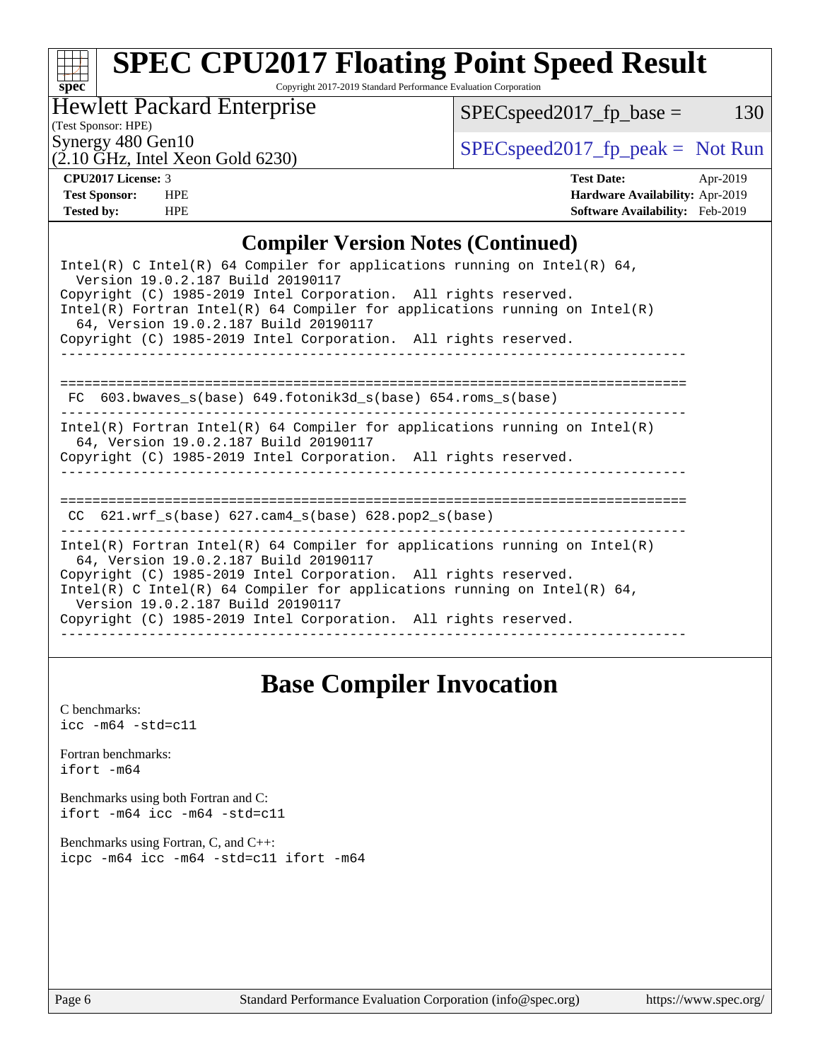## Compiler Version Notes (Continued)

```
Intel(R) C Intel(R) 64 Compiler for applications running on Intel(R) 64,
  Version 19.0.2.187 Build 20190117
Copyright (C) 1985-2019 Intel Corporation.  All rights reserved.
Intel(R) Fortran Intel(R) 64 Compiler for applications running on Intel(R)
  64, Version 19.0.2.187 Build 20190117
Copyright (C) 1985-2019 Intel Corporation.  All rights reserved.
------------------------------------------------------------------------------

==============================================================================
 FC  603.bwaves_s(base) 649.fotonik3d_s(base) 654.roms_s(base)
------------------------------------------------------------------------------
Intel(R) Fortran Intel(R) 64 Compiler for applications running on Intel(R)
  64, Version 19.0.2.187 Build 20190117
Copyright (C) 1985-2019 Intel Corporation.  All rights reserved.
------------------------------------------------------------------------------

==============================================================================
 CC  621.wrf_s(base) 627.cam4_s(base) 628.pop2_s(base)
------------------------------------------------------------------------------
Intel(R) Fortran Intel(R) 64 Compiler for applications running on Intel(R)
  64, Version 19.0.2.187 Build 20190117
Copyright (C) 1985-2019 Intel Corporation.  All rights reserved.
Intel(R) C Intel(R) 64 Compiler for applications running on Intel(R) 64,
  Version 19.0.2.187 Build 20190117
Copyright (C) 1985-2019 Intel Corporation.  All rights reserved.
------------------------------------------------------------------------------
```

## Base Compiler Invocation

C benchmarks:
`icc -m64 -std=c11`

Fortran benchmarks:
`ifort -m64`

Benchmarks using both Fortran and C:
`ifort -m64 icc -m64 -std=c11`

Benchmarks using Fortran, C, and C++:
`icpc -m64 icc -m64 -std=c11 ifort -m64`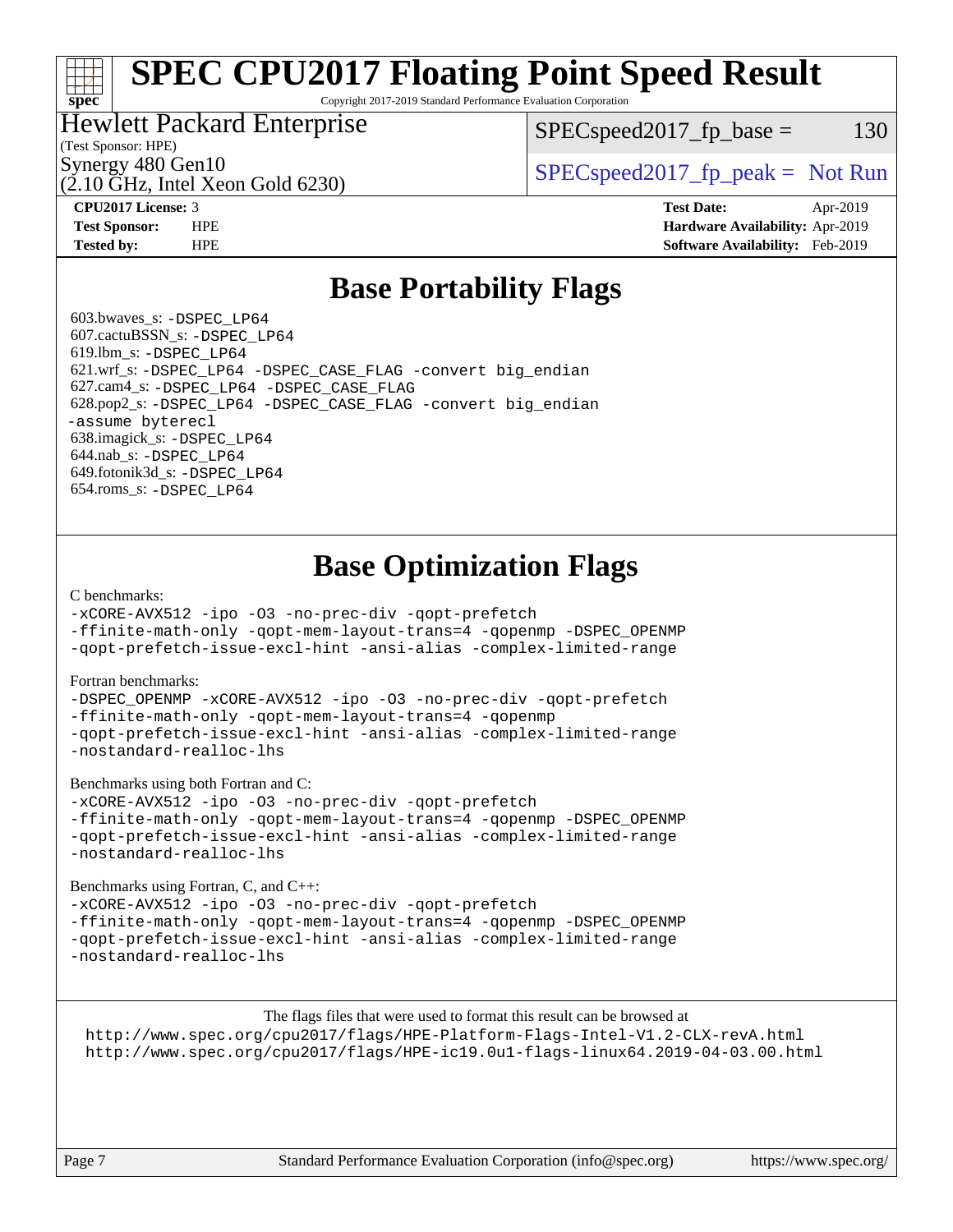# SPEC CPU2017 Floating Point Speed Result

Copyright 2017-2019 Standard Performance Evaluation Corporation

**Hewlett Packard Enterprise**
(Test Sponsor: HPE)
Synergy 480 Gen10
(2.10 GHz, Intel Xeon Gold 6230)

SPECspeed2017_fp_base = 130

SPECspeed2017_fp_peak = Not Run

| | | | |
|---|---|---|---|
| **CPU2017 License:** | 3 | **Test Date:** | Apr-2019 |
| **Test Sponsor:** | HPE | **Hardware Availability:** | Apr-2019 |
| **Tested by:** | HPE | **Software Availability:** | Feb-2019 |

## Base Portability Flags

603.bwaves_s: `-DSPEC_LP64`
607.cactuBSSN_s: `-DSPEC_LP64`
619.lbm_s: `-DSPEC_LP64`
621.wrf_s: `-DSPEC_LP64 -DSPEC_CASE_FLAG -convert big_endian`
627.cam4_s: `-DSPEC_LP64 -DSPEC_CASE_FLAG`
628.pop2_s: `-DSPEC_LP64 -DSPEC_CASE_FLAG -convert big_endian -assume byterecl`
638.imagick_s: `-DSPEC_LP64`
644.nab_s: `-DSPEC_LP64`
649.fotonik3d_s: `-DSPEC_LP64`
654.roms_s: `-DSPEC_LP64`

## Base Optimization Flags

C benchmarks:
```
-xCORE-AVX512 -ipo -O3 -no-prec-div -qopt-prefetch
-ffinite-math-only -qopt-mem-layout-trans=4 -qopenmp -DSPEC_OPENMP
-qopt-prefetch-issue-excl-hint -ansi-alias -complex-limited-range
```

Fortran benchmarks:
```
-DSPEC_OPENMP -xCORE-AVX512 -ipo -O3 -no-prec-div -qopt-prefetch
-ffinite-math-only -qopt-mem-layout-trans=4 -qopenmp
-qopt-prefetch-issue-excl-hint -ansi-alias -complex-limited-range
-nostandard-realloc-lhs
```

Benchmarks using both Fortran and C:
```
-xCORE-AVX512 -ipo -O3 -no-prec-div -qopt-prefetch
-ffinite-math-only -qopt-mem-layout-trans=4 -qopenmp -DSPEC_OPENMP
-qopt-prefetch-issue-excl-hint -ansi-alias -complex-limited-range
-nostandard-realloc-lhs
```

Benchmarks using Fortran, C, and C++:
```
-xCORE-AVX512 -ipo -O3 -no-prec-div -qopt-prefetch
-ffinite-math-only -qopt-mem-layout-trans=4 -qopenmp -DSPEC_OPENMP
-qopt-prefetch-issue-excl-hint -ansi-alias -complex-limited-range
-nostandard-realloc-lhs
```

The flags files that were used to format this result can be browsed at
http://www.spec.org/cpu2017/flags/HPE-Platform-Flags-Intel-V1.2-CLX-revA.html
http://www.spec.org/cpu2017/flags/HPE-ic19.0u1-flags-linux64.2019-04-03.00.html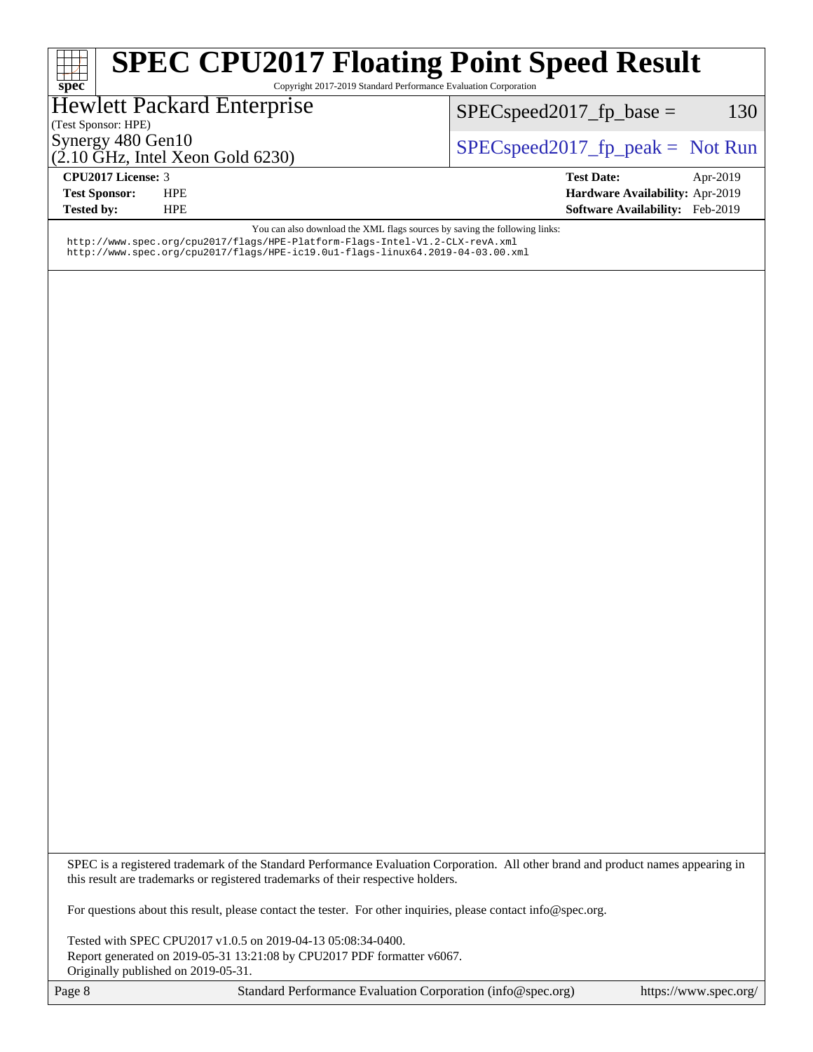# SPEC CPU2017 Floating Point Speed Result

Copyright 2017-2019 Standard Performance Evaluation Corporation

**Hewlett Packard Enterprise**
(Test Sponsor: HPE)
Synergy 480 Gen10
(2.10 GHz, Intel Xeon Gold 6230)

SPECspeed2017_fp_base = 130

SPECspeed2017_fp_peak = Not Run

| | | | |
|---|---|---|---|
| **CPU2017 License:** | 3 | **Test Date:** | Apr-2019 |
| **Test Sponsor:** | HPE | **Hardware Availability:** | Apr-2019 |
| **Tested by:** | HPE | **Software Availability:** | Feb-2019 |

You can also download the XML flags sources by saving the following links:

```
http://www.spec.org/cpu2017/flags/HPE-Platform-Flags-Intel-V1.2-CLX-revA.xml
http://www.spec.org/cpu2017/flags/HPE-ic19.0u1-flags-linux64.2019-04-03.00.xml
```

SPEC is a registered trademark of the Standard Performance Evaluation Corporation. All other brand and product names appearing in this result are trademarks or registered trademarks of their respective holders.

For questions about this result, please contact the tester. For other inquiries, please contact info@spec.org.

Tested with SPEC CPU2017 v1.0.5 on 2019-04-13 05:08:34-0400.
Report generated on 2019-05-31 13:21:08 by CPU2017 PDF formatter v6067.
Originally published on 2019-05-31.